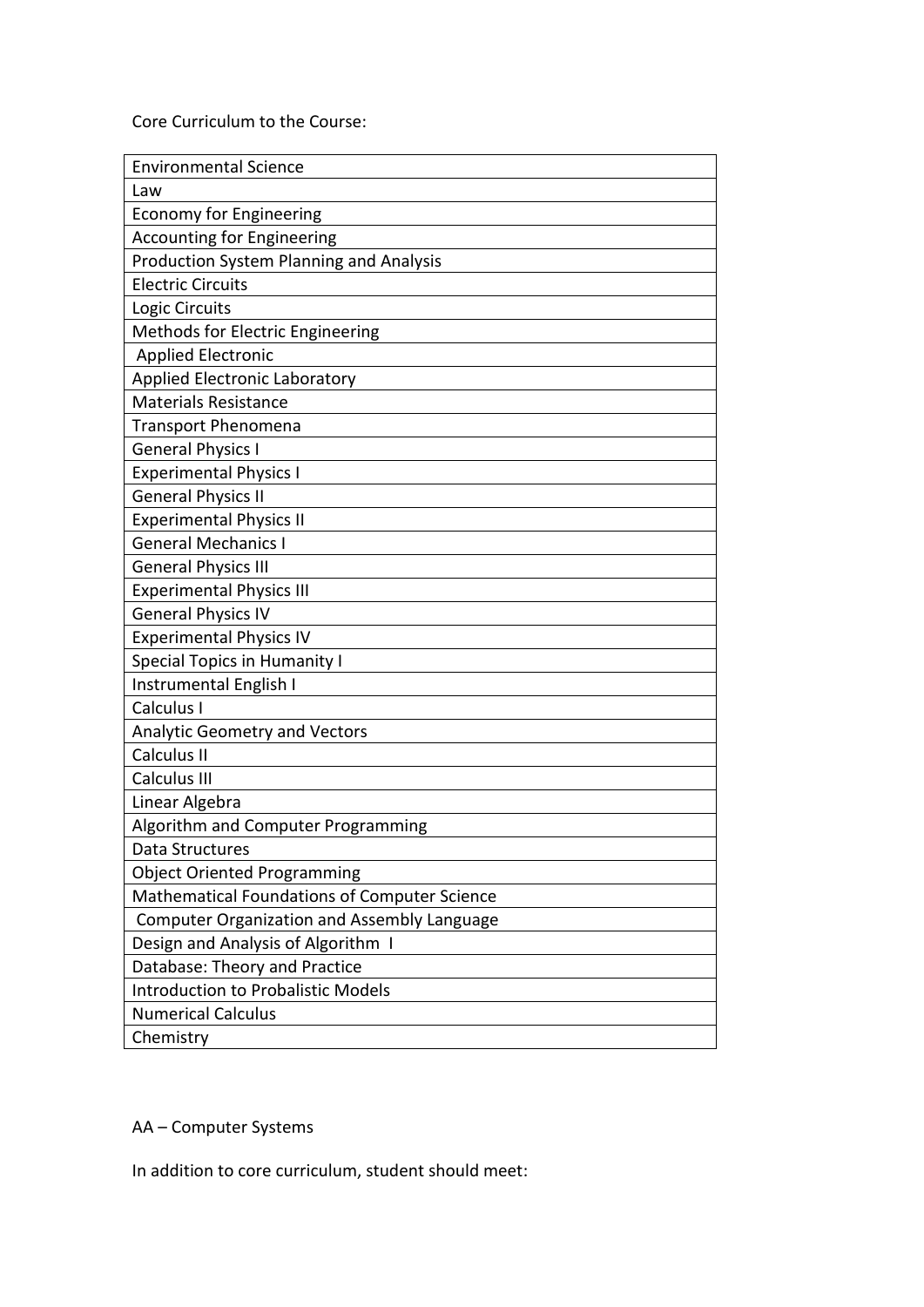Core Curriculum to the Course:

| Environmental Science |
|---|
| Law |
| Economy for Engineering |
| Accounting for Engineering |
| Production System Planning and Analysis |
| Electric Circuits |
| Logic Circuits |
| Methods for Electric Engineering |
| Applied Electronic |
| Applied Electronic Laboratory |
| Materials Resistance |
| Transport Phenomena |
| General Physics I |
| Experimental Physics I |
| General Physics II |
| Experimental Physics II |
| General Mechanics I |
| General Physics III |
| Experimental Physics III |
| General Physics IV |
| Experimental Physics IV |
| Special Topics in Humanity I |
| Instrumental English I |
| Calculus I |
| Analytic Geometry and Vectors |
| Calculus II |
| Calculus III |
| Linear Algebra |
| Algorithm and Computer Programming |
| Data Structures |
| Object Oriented Programming |
| Mathematical Foundations of Computer Science |
| Computer Organization and Assembly Language |
| Design and Analysis of Algorithm I |
| Database: Theory and Practice |
| Introduction to Probalistic Models |
| Numerical Calculus |
| Chemistry |

AA – Computer Systems

In addition to core curriculum, student should meet: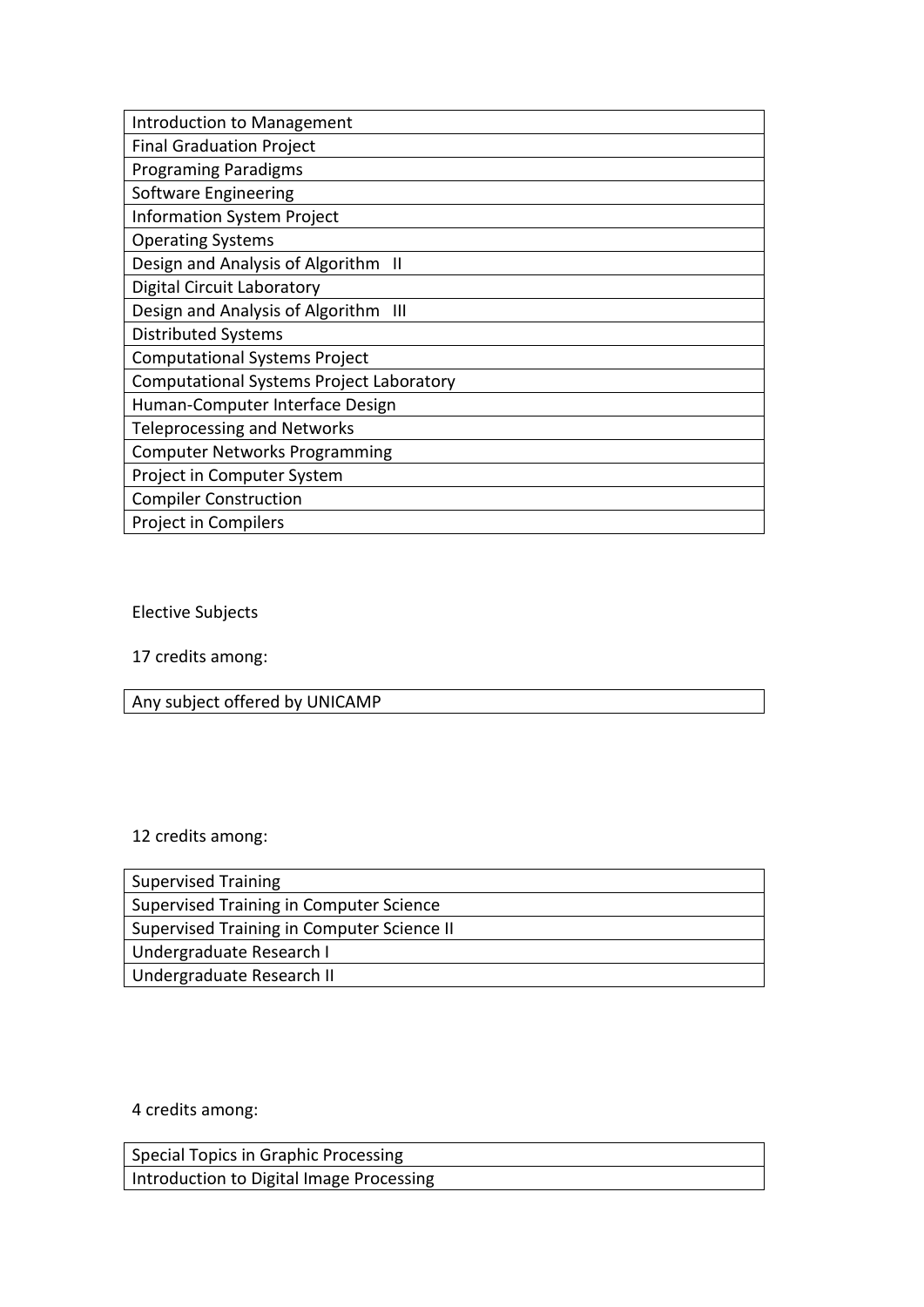| Introduction to Management |
| --- |
| Final Graduation Project |
| Programing Paradigms |
| Software Engineering |
| Information System Project |
| Operating Systems |
| Design and Analysis of Algorithm II |
| Digital Circuit Laboratory |
| Design and Analysis of Algorithm III |
| Distributed Systems |
| Computational Systems Project |
| Computational Systems Project Laboratory |
| Human-Computer Interface Design |
| Teleprocessing and Networks |
| Computer Networks Programming |
| Project in Computer System |
| Compiler Construction |
| Project in Compilers |

Elective Subjects

17 credits among:

| Any subject offered by UNICAMP |
| --- |

12 credits among:

| Supervised Training |
| --- |
| Supervised Training in Computer Science |
| Supervised Training in Computer Science II |
| Undergraduate Research I |
| Undergraduate Research II |

4 credits among:

| Special Topics in Graphic Processing |
| --- |
| Introduction to Digital Image Processing |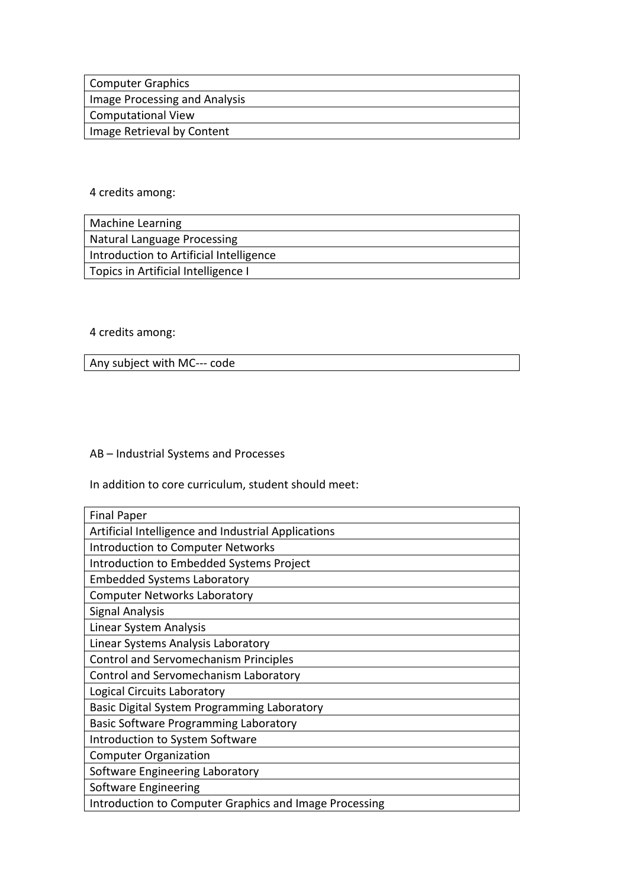| Computer Graphics |
|---|
| Image Processing and Analysis |
| Computational View |
| Image Retrieval by Content |

4 credits among:

| Machine Learning |
|---|
| Natural Language Processing |
| Introduction to Artificial Intelligence |
| Topics in Artificial Intelligence I |

4 credits among:

| Any subject with MC--- code |
|---|

AB – Industrial Systems and Processes

In addition to core curriculum, student should meet:

| Final Paper |
|---|
| Artificial Intelligence and Industrial Applications |
| Introduction to Computer Networks |
| Introduction to Embedded Systems Project |
| Embedded Systems Laboratory |
| Computer Networks Laboratory |
| Signal Analysis |
| Linear System Analysis |
| Linear Systems Analysis Laboratory |
| Control and Servomechanism Principles |
| Control and Servomechanism Laboratory |
| Logical Circuits Laboratory |
| Basic Digital System Programming Laboratory |
| Basic Software Programming Laboratory |
| Introduction to System Software |
| Computer Organization |
| Software Engineering Laboratory |
| Software Engineering |
| Introduction to Computer Graphics and Image Processing |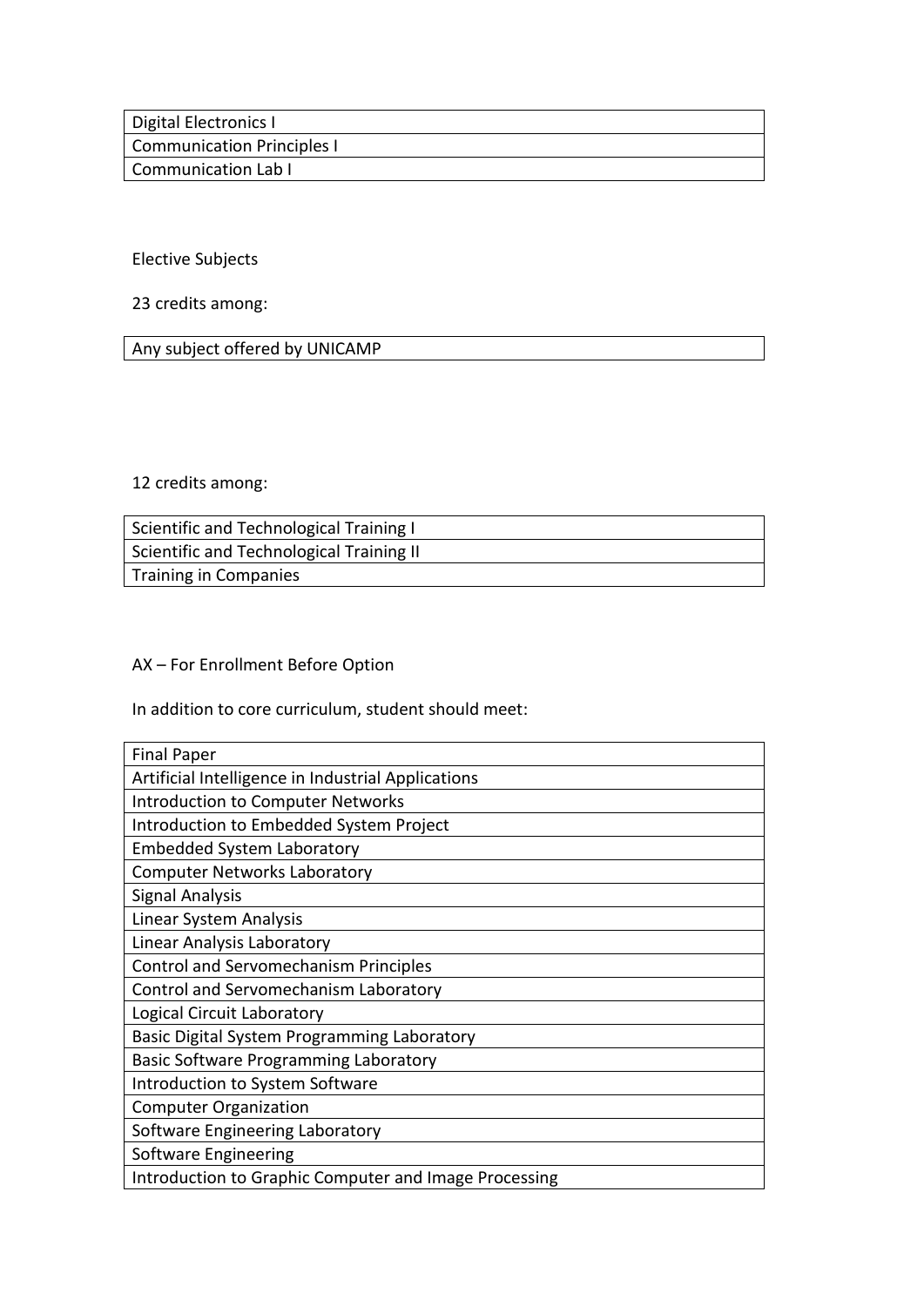| Digital Electronics I |
|---|
| Communication Principles I |
| Communication Lab I |

Elective Subjects

23 credits among:

| Any subject offered by UNICAMP |
|---|

12 credits among:

| Scientific and Technological Training I |
|---|
| Scientific and Technological Training II |
| Training in Companies |

AX – For Enrollment Before Option

In addition to core curriculum, student should meet:

| Final Paper |
|---|
| Artificial Intelligence in Industrial Applications |
| Introduction to Computer Networks |
| Introduction to Embedded System Project |
| Embedded System Laboratory |
| Computer Networks Laboratory |
| Signal Analysis |
| Linear System Analysis |
| Linear Analysis Laboratory |
| Control and Servomechanism Principles |
| Control and Servomechanism Laboratory |
| Logical Circuit Laboratory |
| Basic Digital System Programming Laboratory |
| Basic Software Programming Laboratory |
| Introduction to System Software |
| Computer Organization |
| Software Engineering Laboratory |
| Software Engineering |
| Introduction to Graphic Computer and Image Processing |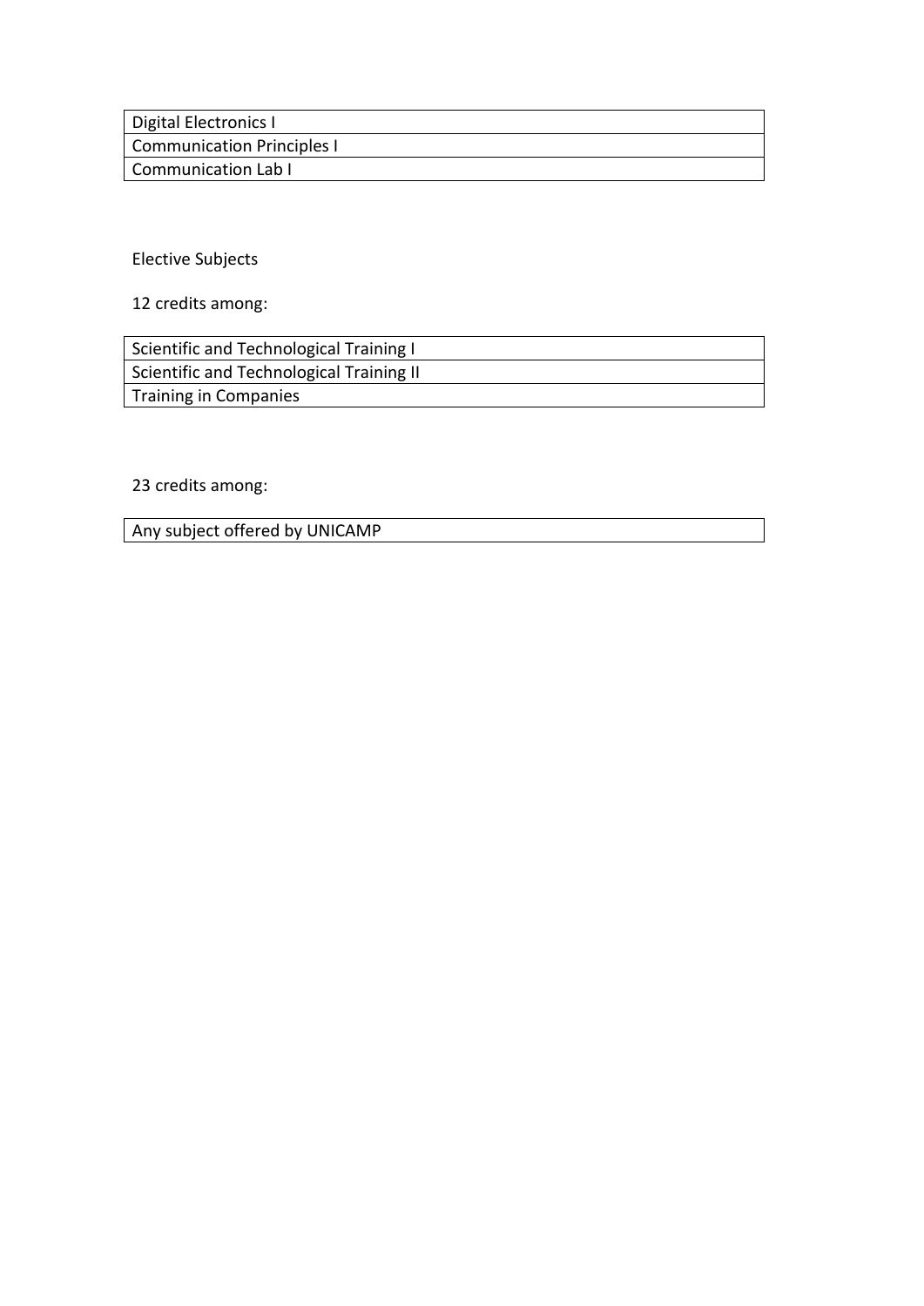| |
|---|
| Digital Electronics I |
| Communication Principles I |
| Communication Lab I |

Elective Subjects

12 credits among:

| |
|---|
| Scientific and Technological Training I |
| Scientific and Technological Training II |
| Training in Companies |

23 credits among:

| |
|---|
| Any subject offered by UNICAMP |